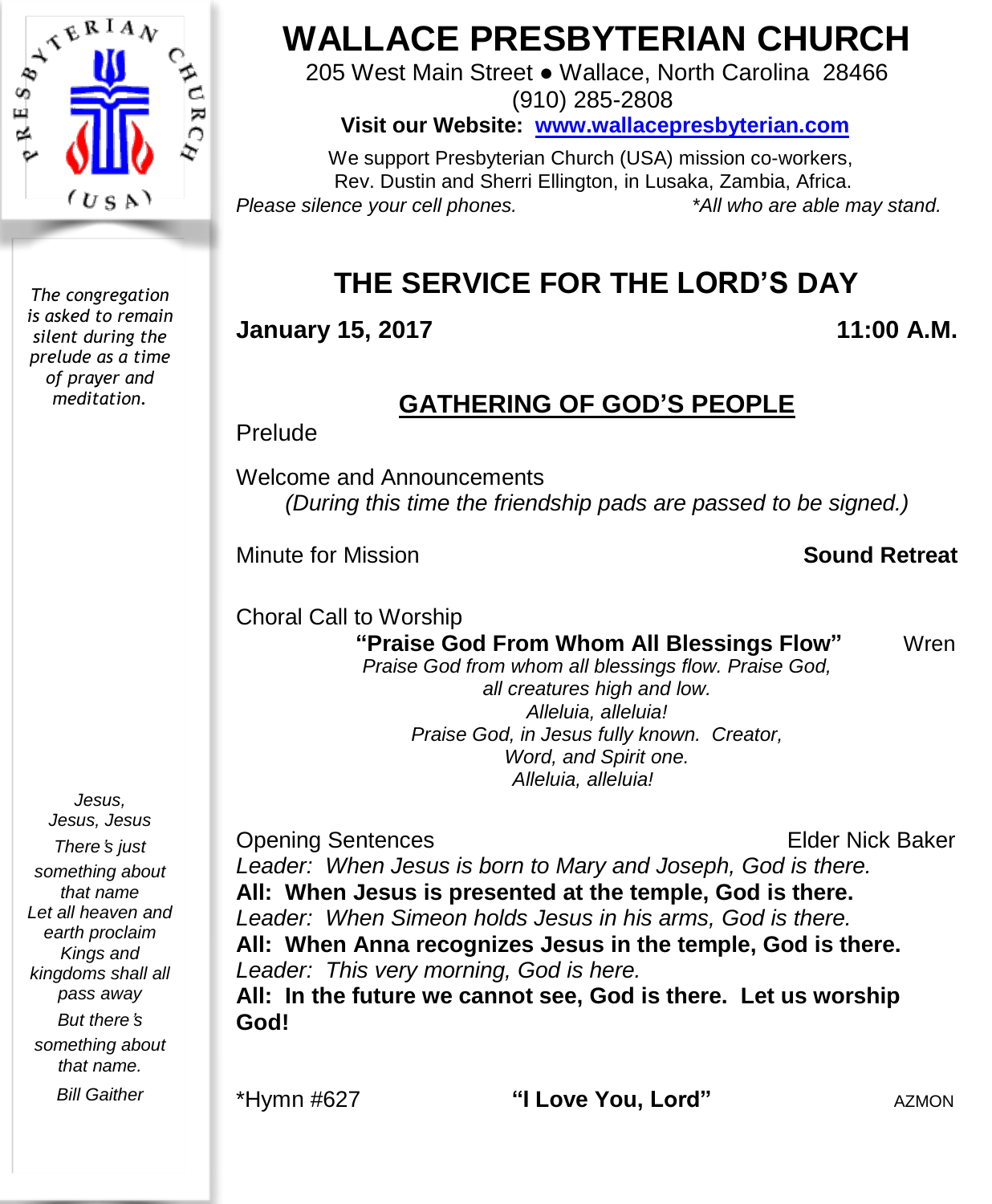# WALLACE PRESBYTERIAN CHURCH

205 West Main Street ● Wallace, North Carolina 28466
(910) 285-2808

**Visit our Website: www.wallacepresbyterian.com**

We support Presbyterian Church (USA) mission co-workers, Rev. Dustin and Sherri Ellington, in Lusaka, Zambia, Africa.

*Please silence your cell phones.* *\*All who are able may stand.*

*The congregation is asked to remain silent during the prelude as a time of prayer and meditation.*

## THE SERVICE FOR THE LORD'S DAY

**January 15, 2017** **11:00 A.M.**

### GATHERING OF GOD'S PEOPLE

Prelude

Welcome and Announcements
*(During this time the friendship pads are passed to be signed.)*

Minute for Mission **Sound Retreat**

Choral Call to Worship
**"Praise God From Whom All Blessings Flow"** Wren

*Praise God from whom all blessings flow. Praise God, all creatures high and low.*
*Alleluia, alleluia!*
*Praise God, in Jesus fully known. Creator, Word, and Spirit one.*
*Alleluia, alleluia!*

Opening Sentences Elder Nick Baker

*Leader: When Jesus is born to Mary and Joseph, God is there.*
**All: When Jesus is presented at the temple, God is there.**
*Leader: When Simeon holds Jesus in his arms, God is there.*
**All: When Anna recognizes Jesus in the temple, God is there.**
*Leader: This very morning, God is here.*
**All: In the future we cannot see, God is there. Let us worship God!**

*Jesus, Jesus, Jesus*
*There's just something about that name*
*Let all heaven and earth proclaim*
*Kings and kingdoms shall all pass away*
*But there's something about that name.*
*Bill Gaither*

\*Hymn #627 **"I Love You, Lord"** AZMON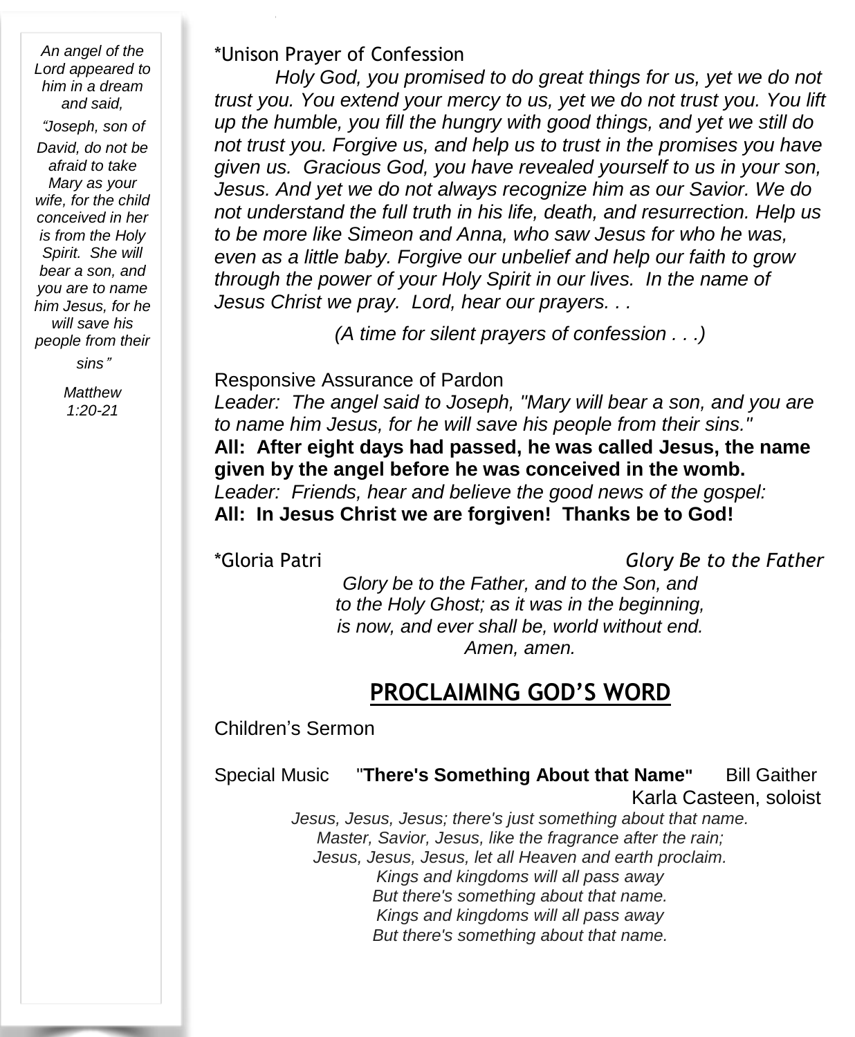*An angel of the Lord appeared to him in a dream and said, "Joseph, son of David, do not be afraid to take Mary as your wife, for the child conceived in her is from the Holy Spirit. She will bear a son, and you are to name him Jesus, for he will save his people from their sins"*

*Matthew 1:20-21*

*Unison Prayer of Confession

*Holy God, you promised to do great things for us, yet we do not trust you. You extend your mercy to us, yet we do not trust you. You lift up the humble, you fill the hungry with good things, and yet we still do not trust you. Forgive us, and help us to trust in the promises you have given us. Gracious God, you have revealed yourself to us in your son, Jesus. And yet we do not always recognize him as our Savior. We do not understand the full truth in his life, death, and resurrection. Help us to be more like Simeon and Anna, who saw Jesus for who he was, even as a little baby. Forgive our unbelief and help our faith to grow through the power of your Holy Spirit in our lives. In the name of Jesus Christ we pray. Lord, hear our prayers. . .*

*(A time for silent prayers of confession . . .)*

Responsive Assurance of Pardon

*Leader: The angel said to Joseph, "Mary will bear a son, and you are to name him Jesus, for he will save his people from their sins."*

**All: After eight days had passed, he was called Jesus, the name given by the angel before he was conceived in the womb.**

*Leader: Friends, hear and believe the good news of the gospel:*

**All: In Jesus Christ we are forgiven! Thanks be to God!**

*Gloria Patri *Glory Be to the Father*

*Glory be to the Father, and to the Son, and*
*to the Holy Ghost; as it was in the beginning,*
*is now, and ever shall be, world without end.*
*Amen, amen.*

## PROCLAIMING GOD'S WORD

Children's Sermon

Special Music "**There's Something About that Name"** Bill Gaither
Karla Casteen, soloist

*Jesus, Jesus, Jesus; there's just something about that name.*
*Master, Savior, Jesus, like the fragrance after the rain;*
*Jesus, Jesus, Jesus, let all Heaven and earth proclaim.*
*Kings and kingdoms will all pass away*
*But there's something about that name.*
*Kings and kingdoms will all pass away*
*But there's something about that name.*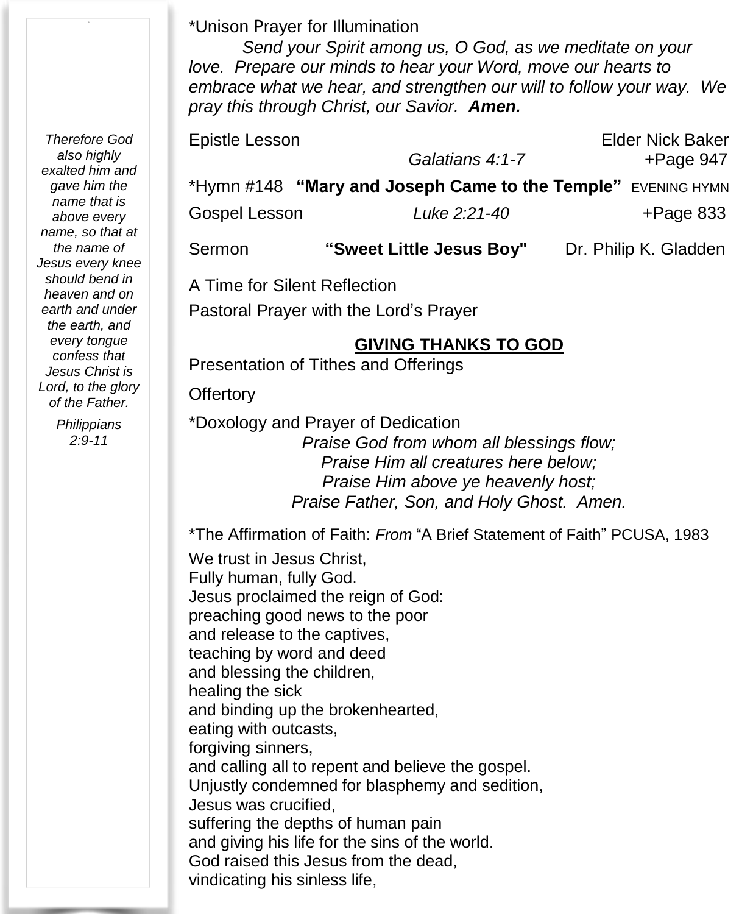*Therefore God also highly exalted him and gave him the name that is above every name, so that at the name of Jesus every knee should bend in heaven and on earth and under the earth, and every tongue confess that Jesus Christ is Lord, to the glory of the Father.*

*Philippians 2:9-11*

*Unison Prayer for Illumination

*Send your Spirit among us, O God, as we meditate on your love. Prepare our minds to hear your Word, move our hearts to embrace what we hear, and strengthen our will to follow your way. We pray this through Christ, our Savior.* ***Amen.***

Epistle Lesson — *Galatians 4:1-7* — Elder Nick Baker — +Page 947

*Hymn #148 **"Mary and Joseph Came to the Temple"** EVENING HYMN

Gospel Lesson — *Luke 2:21-40* — +Page 833

Sermon — **"Sweet Little Jesus Boy"** — Dr. Philip K. Gladden

A Time for Silent Reflection

Pastoral Prayer with the Lord's Prayer

## GIVING THANKS TO GOD

Presentation of Tithes and Offerings

Offertory

*Doxology and Prayer of Dedication

*Praise God from whom all blessings flow;*
*Praise Him all creatures here below;*
*Praise Him above ye heavenly host;*
*Praise Father, Son, and Holy Ghost. Amen.*

*The Affirmation of Faith: *From* "A Brief Statement of Faith" PCUSA, 1983

We trust in Jesus Christ,
Fully human, fully God.
Jesus proclaimed the reign of God:
preaching good news to the poor
and release to the captives,
teaching by word and deed
and blessing the children,
healing the sick
and binding up the brokenhearted,
eating with outcasts,
forgiving sinners,
and calling all to repent and believe the gospel.
Unjustly condemned for blasphemy and sedition,
Jesus was crucified,
suffering the depths of human pain
and giving his life for the sins of the world.
God raised this Jesus from the dead,
vindicating his sinless life,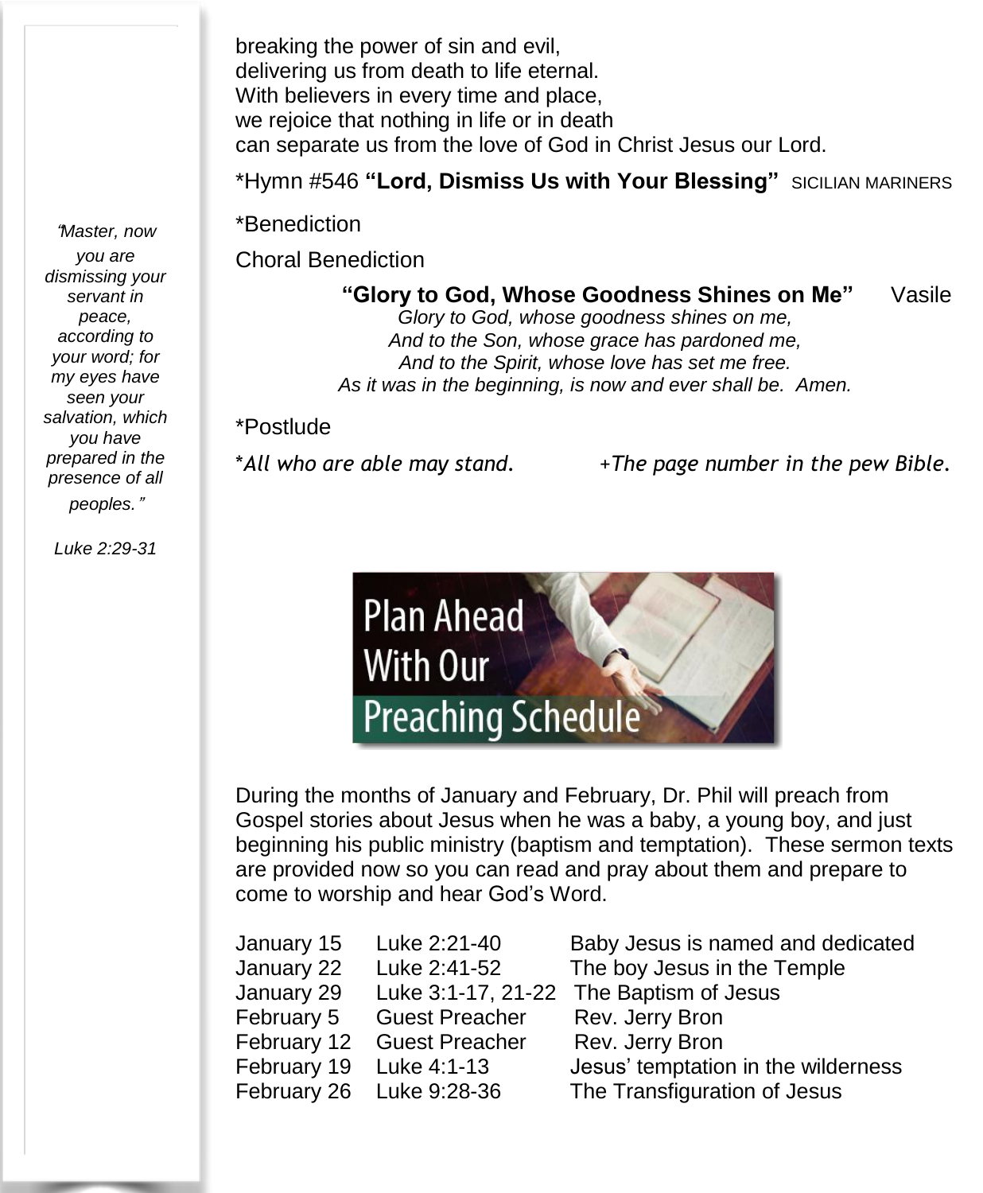*"Master, now you are dismissing your servant in peace, according to your word; for my eyes have seen your salvation, which you have prepared in the presence of all peoples."*

*Luke 2:29-31*

breaking the power of sin and evil,
delivering us from death to life eternal.
With believers in every time and place,
we rejoice that nothing in life or in death
can separate us from the love of God in Christ Jesus our Lord.

*Hymn #546 **"Lord, Dismiss Us with Your Blessing"** SICILIAN MARINERS

*Benediction

Choral Benediction

**"Glory to God, Whose Goodness Shines on Me"** Vasile

*Glory to God, whose goodness shines on me,*
*And to the Son, whose grace has pardoned me,*
*And to the Spirit, whose love has set me free.*
*As it was in the beginning, is now and ever shall be. Amen.*

*Postlude

**All who are able may stand.* +*The page number in the pew Bible.*

## Plan Ahead With Our Preaching Schedule

During the months of January and February, Dr. Phil will preach from Gospel stories about Jesus when he was a baby, a young boy, and just beginning his public ministry (baptism and temptation). These sermon texts are provided now so you can read and pray about them and prepare to come to worship and hear God's Word.

| | | |
|---|---|---|
| January 15 | Luke 2:21-40 | Baby Jesus is named and dedicated |
| January 22 | Luke 2:41-52 | The boy Jesus in the Temple |
| January 29 | Luke 3:1-17, 21-22 | The Baptism of Jesus |
| February 5 | Guest Preacher | Rev. Jerry Bron |
| February 12 | Guest Preacher | Rev. Jerry Bron |
| February 19 | Luke 4:1-13 | Jesus' temptation in the wilderness |
| February 26 | Luke 9:28-36 | The Transfiguration of Jesus |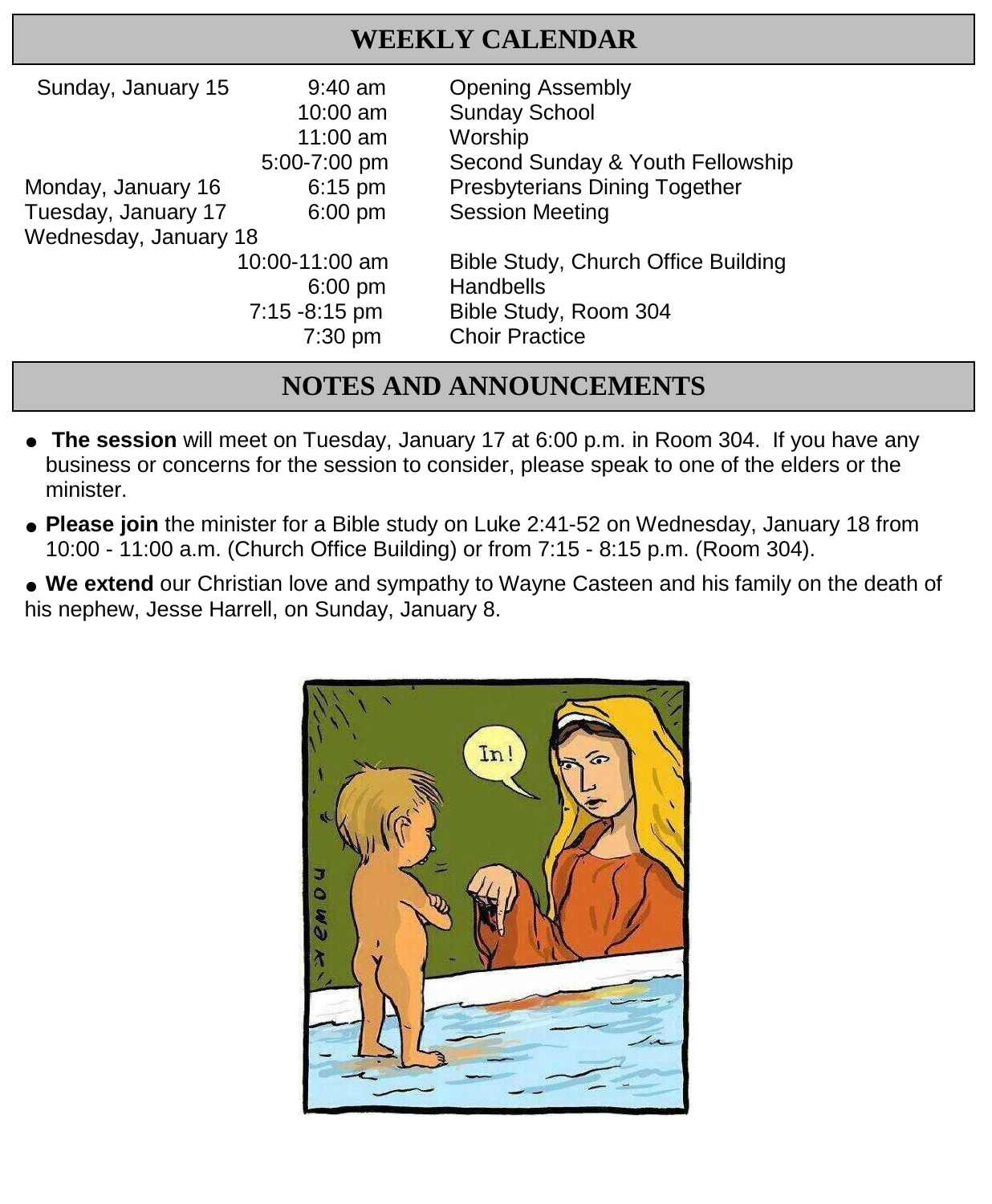# WEEKLY CALENDAR

| | | |
|---|---|---|
| Sunday, January 15 | 9:40 am | Opening Assembly |
| | 10:00 am | Sunday School |
| | 11:00 am | Worship |
| | 5:00-7:00 pm | Second Sunday & Youth Fellowship |
| Monday, January 16 | 6:15 pm | Presbyterians Dining Together |
| Tuesday, January 17 | 6:00 pm | Session Meeting |
| Wednesday, January 18 | | |
| | 10:00-11:00 am | Bible Study, Church Office Building |
| | 6:00 pm | Handbells |
| | 7:15 -8:15 pm | Bible Study, Room 304 |
| | 7:30 pm | Choir Practice |

# NOTES AND ANNOUNCEMENTS

- **The session** will meet on Tuesday, January 17 at 6:00 p.m. in Room 304. If you have any business or concerns for the session to consider, please speak to one of the elders or the minister.
- **Please join** the minister for a Bible study on Luke 2:41-52 on Wednesday, January 18 from 10:00 - 11:00 a.m. (Church Office Building) or from 7:15 - 8:15 p.m. (Room 304).
- **We extend** our Christian love and sympathy to Wayne Casteen and his family on the death of his nephew, Jesse Harrell, on Sunday, January 8.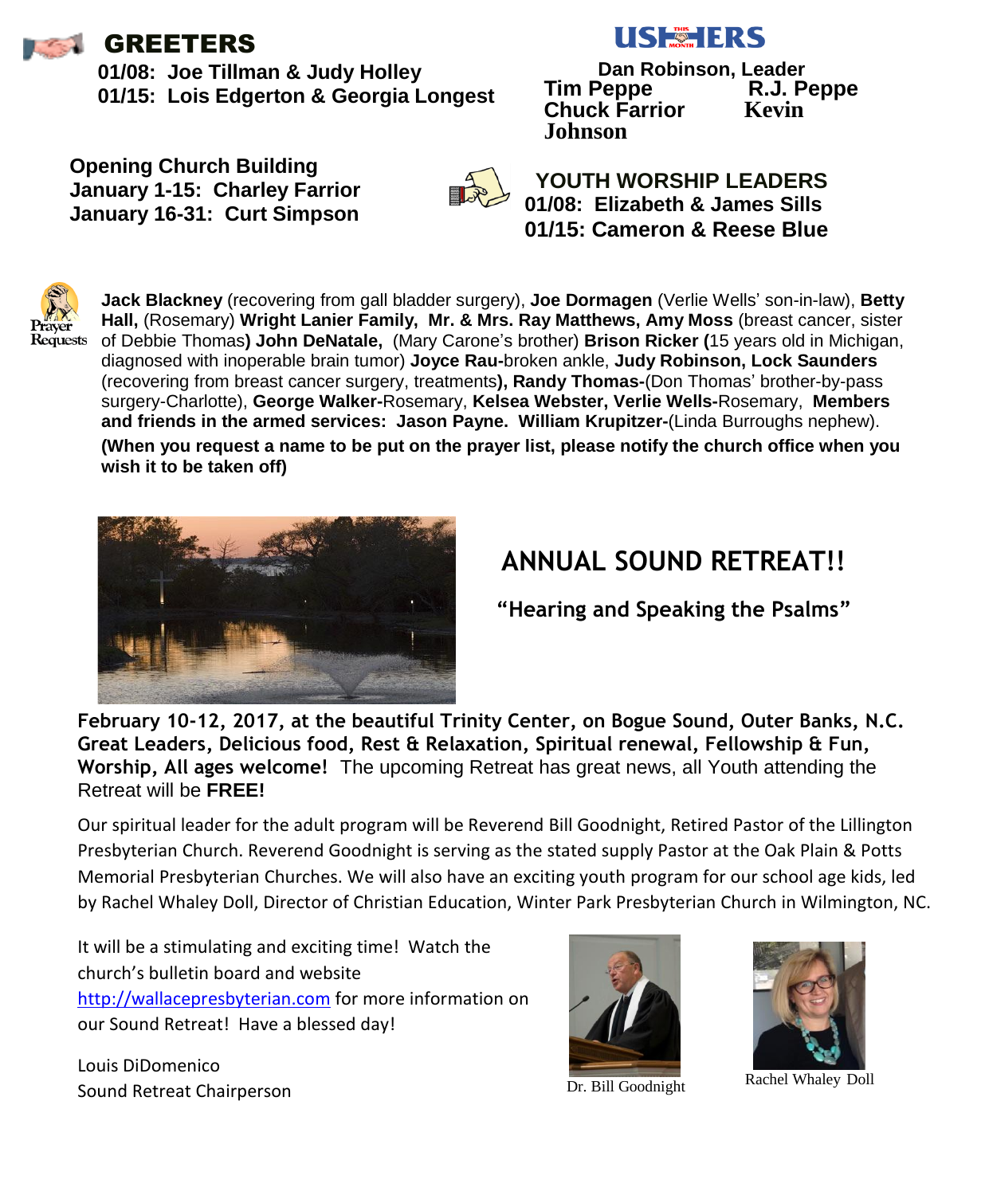## GREETERS

**01/08: Joe Tillman & Judy Holley**
**01/15: Lois Edgerton & Georgia Longest**

## USHERS

**Dan Robinson, Leader**
**Tim Peppe**
**R.J. Peppe**
**Chuck Farrior**
**Kevin Johnson**

**Opening Church Building**
**January 1-15: Charley Farrior**
**January 16-31: Curt Simpson**

## YOUTH WORSHIP LEADERS

**01/08: Elizabeth & James Sills**
**01/15: Cameron & Reese Blue**

Prayer Requests

**Jack Blackney** (recovering from gall bladder surgery), **Joe Dormagen** (Verlie Wells' son-in-law), **Betty Hall,** (Rosemary) **Wright Lanier Family, Mr. & Mrs. Ray Matthews, Amy Moss** (breast cancer, sister of Debbie Thomas**) John DeNatale,** (Mary Carone's brother) **Brison Ricker (**15 years old in Michigan, diagnosed with inoperable brain tumor) **Joyce Rau-**broken ankle, **Judy Robinson, Lock Saunders** (recovering from breast cancer surgery, treatments**), Randy Thomas-**(Don Thomas' brother-by-pass surgery-Charlotte), **George Walker-**Rosemary, **Kelsea Webster, Verlie Wells-**Rosemary, **Members and friends in the armed services: Jason Payne. William Krupitzer-**(Linda Burroughs nephew).

**(When you request a name to be put on the prayer list, please notify the church office when you wish it to be taken off)**

## ANNUAL SOUND RETREAT!!

**"Hearing and Speaking the Psalms"**

**February 10-12, 2017, at the beautiful Trinity Center, on Bogue Sound, Outer Banks, N.C. Great Leaders, Delicious food, Rest & Relaxation, Spiritual renewal, Fellowship & Fun, Worship, All ages welcome!** The upcoming Retreat has great news, all Youth attending the Retreat will be **FREE!**

Our spiritual leader for the adult program will be Reverend Bill Goodnight, Retired Pastor of the Lillington Presbyterian Church. Reverend Goodnight is serving as the stated supply Pastor at the Oak Plain & Potts Memorial Presbyterian Churches. We will also have an exciting youth program for our school age kids, led by Rachel Whaley Doll, Director of Christian Education, Winter Park Presbyterian Church in Wilmington, NC.

It will be a stimulating and exciting time! Watch the church's bulletin board and website http://wallacepresbyterian.com for more information on our Sound Retreat! Have a blessed day!

Louis DiDomenico
Sound Retreat Chairperson

Dr. Bill Goodnight

Rachel Whaley Doll